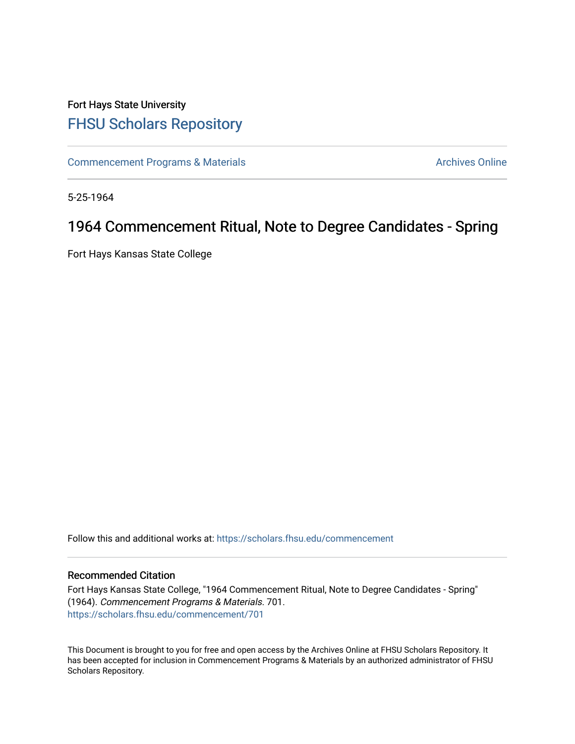Fort Hays State University

# FHSU Scholars Repository

Commencement Programs & Materials | Archives Online

5-25-1964

## 1964 Commencement Ritual, Note to Degree Candidates - Spring

Fort Hays Kansas State College

Follow this and additional works at: https://scholars.fhsu.edu/commencement

### Recommended Citation

Fort Hays Kansas State College, "1964 Commencement Ritual, Note to Degree Candidates - Spring" (1964). *Commencement Programs & Materials*. 701.
https://scholars.fhsu.edu/commencement/701

This Document is brought to you for free and open access by the Archives Online at FHSU Scholars Repository. It has been accepted for inclusion in Commencement Programs & Materials by an authorized administrator of FHSU Scholars Repository.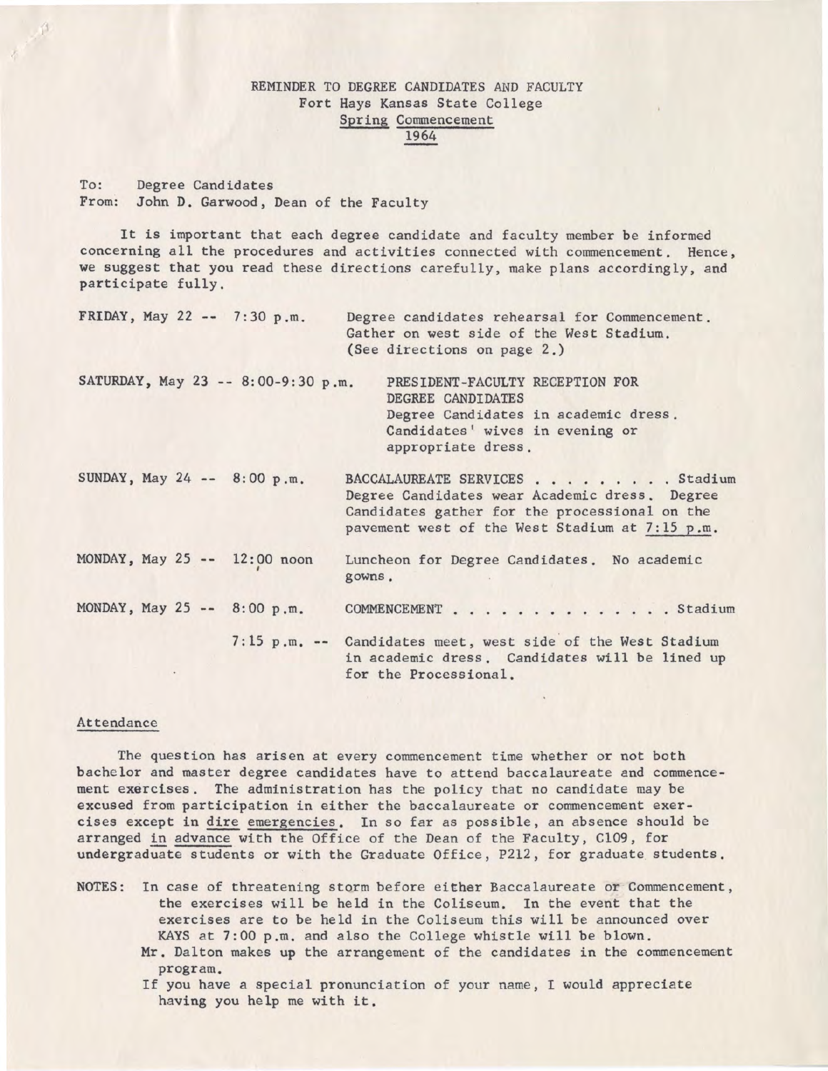REMINDER TO DEGREE CANDIDATES AND FACULTY
Fort Hays Kansas State College
Spring Commencement
1964

To: Degree Candidates
From: John D. Garwood, Dean of the Faculty

It is important that each degree candidate and faculty member be informed concerning all the procedures and activities connected with commencement. Hence, we suggest that you read these directions carefully, make plans accordingly, and participate fully.

FRIDAY, May 22 -- 7:30 p.m. Degree candidates rehearsal for Commencement. Gather on west side of the West Stadium. (See directions on page 2.)

SATURDAY, May 23 -- 8:00-9:30 p.m. PRESIDENT-FACULTY RECEPTION FOR DEGREE CANDIDATES
Degree Candidates in academic dress. Candidates' wives in evening or appropriate dress.

SUNDAY, May 24 -- 8:00 p.m. BACCALAUREATE SERVICES . . . . . . . . . Stadium
Degree Candidates wear Academic dress. Degree Candidates gather for the processional on the pavement west of the West Stadium at 7:15 p.m.

MONDAY, May 25 -- 12:00 noon Luncheon for Degree Candidates. No academic gowns.

MONDAY, May 25 -- 8:00 p.m. COMMENCEMENT . . . . . . . . . . . . . . Stadium

7:15 p.m. -- Candidates meet, west side of the West Stadium in academic dress. Candidates will be lined up for the Processional.

## Attendance

The question has arisen at every commencement time whether or not both bachelor and master degree candidates have to attend baccalaureate and commencement exercises. The administration has the policy that no candidate may be excused from participation in either the baccalaureate or commencement exercises except in dire emergencies. In so far as possible, an absence should be arranged in advance with the Office of the Dean of the Faculty, C109, for undergraduate students or with the Graduate Office, P212, for graduate students.

NOTES: In case of threatening storm before either Baccalaureate or Commencement, the exercises will be held in the Coliseum. In the event that the exercises are to be held in the Coliseum this will be announced over KAYS at 7:00 p.m. and also the College whistle will be blown.
Mr. Dalton makes up the arrangement of the candidates in the commencement program.
If you have a special pronunciation of your name, I would appreciate having you help me with it.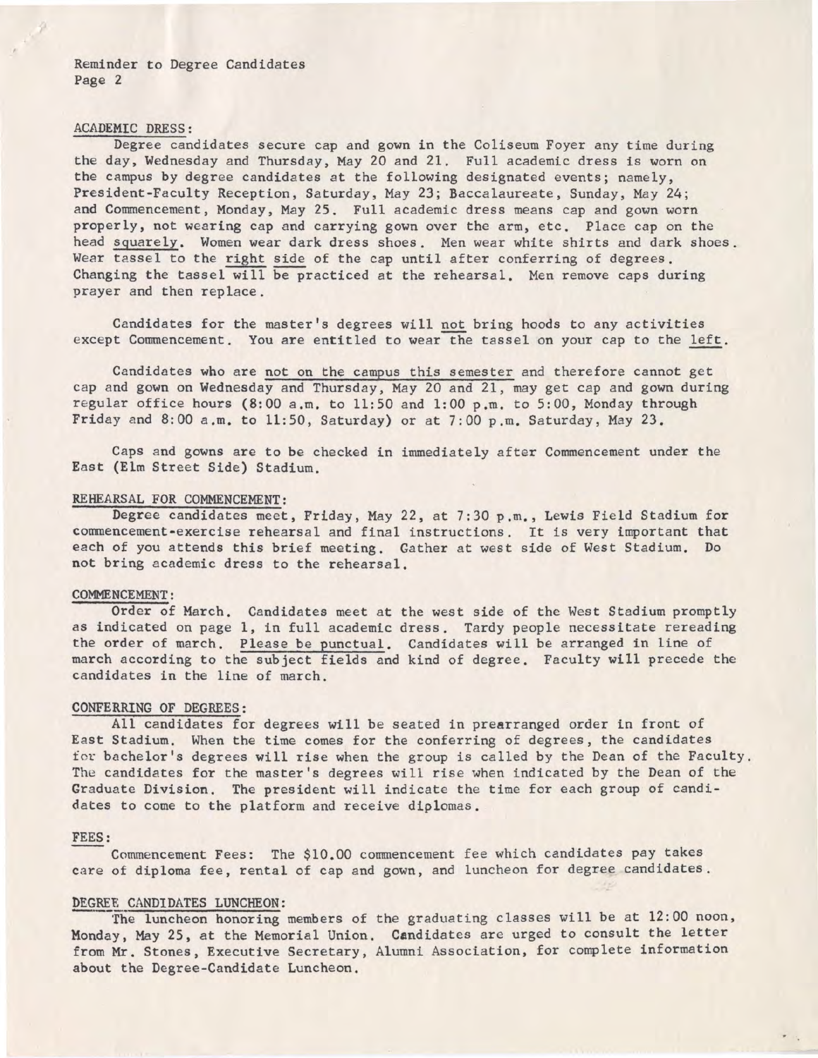Reminder to Degree Candidates
Page 2

ACADEMIC DRESS:

Degree candidates secure cap and gown in the Coliseum Foyer any time during the day, Wednesday and Thursday, May 20 and 21. Full academic dress is worn on the campus by degree candidates at the following designated events; namely, President-Faculty Reception, Saturday, May 23; Baccalaureate, Sunday, May 24; and Commencement, Monday, May 25. Full academic dress means cap and gown worn properly, not wearing cap and carrying gown over the arm, etc. Place cap on the head squarely. Women wear dark dress shoes. Men wear white shirts and dark shoes. Wear tassel to the right side of the cap until after conferring of degrees. Changing the tassel will be practiced at the rehearsal. Men remove caps during prayer and then replace.

Candidates for the master's degrees will not bring hoods to any activities except Commencement. You are entitled to wear the tassel on your cap to the left.

Candidates who are not on the campus this semester and therefore cannot get cap and gown on Wednesday and Thursday, May 20 and 21, may get cap and gown during regular office hours (8:00 a.m. to 11:50 and 1:00 p.m. to 5:00, Monday through Friday and 8:00 a.m. to 11:50, Saturday) or at 7:00 p.m. Saturday, May 23.

Caps and gowns are to be checked in immediately after Commencement under the East (Elm Street Side) Stadium.

REHEARSAL FOR COMMENCEMENT:

Degree candidates meet, Friday, May 22, at 7:30 p.m., Lewis Field Stadium for commencement-exercise rehearsal and final instructions. It is very important that each of you attends this brief meeting. Gather at west side of West Stadium. Do not bring academic dress to the rehearsal.

COMMENCEMENT:

Order of March. Candidates meet at the west side of the West Stadium promptly as indicated on page 1, in full academic dress. Tardy people necessitate rereading the order of march. Please be punctual. Candidates will be arranged in line of march according to the subject fields and kind of degree. Faculty will precede the candidates in the line of march.

CONFERRING OF DEGREES:

All candidates for degrees will be seated in prearranged order in front of East Stadium. When the time comes for the conferring of degrees, the candidates for bachelor's degrees will rise when the group is called by the Dean of the Faculty. The candidates for the master's degrees will rise when indicated by the Dean of the Graduate Division. The president will indicate the time for each group of candidates to come to the platform and receive diplomas.

FEES:

Commencement Fees: The $10.00 commencement fee which candidates pay takes care of diploma fee, rental of cap and gown, and luncheon for degree candidates.

DEGREE CANDIDATES LUNCHEON:

The luncheon honoring members of the graduating classes will be at 12:00 noon, Monday, May 25, at the Memorial Union. Candidates are urged to consult the letter from Mr. Stones, Executive Secretary, Alumni Association, for complete information about the Degree-Candidate Luncheon.